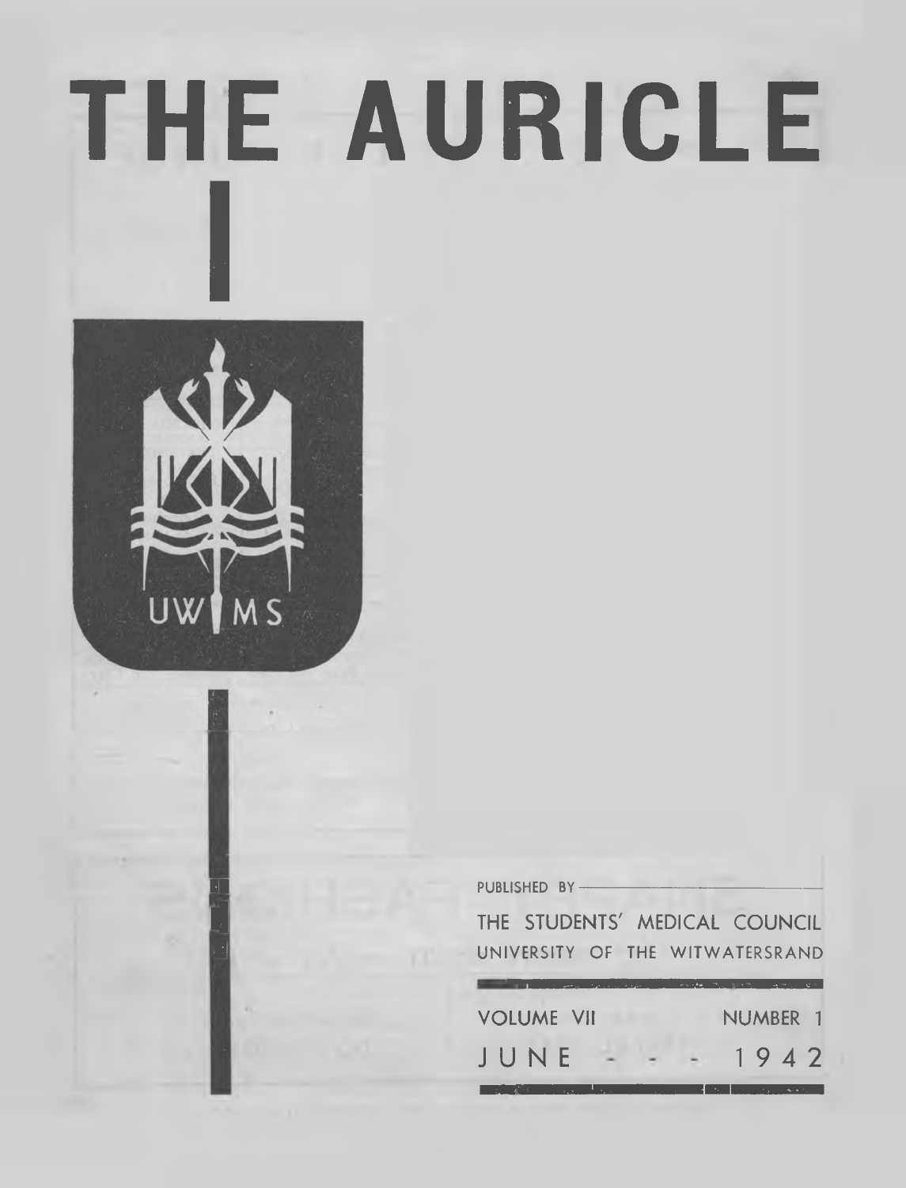# THE AURICLE

UW MS

PUBLISHED BY

THE STUDENTS' MEDICAL COUNCIL
UNIVERSITY OF THE WITWATERSRAND

VOLUME VII NUMBER 1

JUNE - - - 1942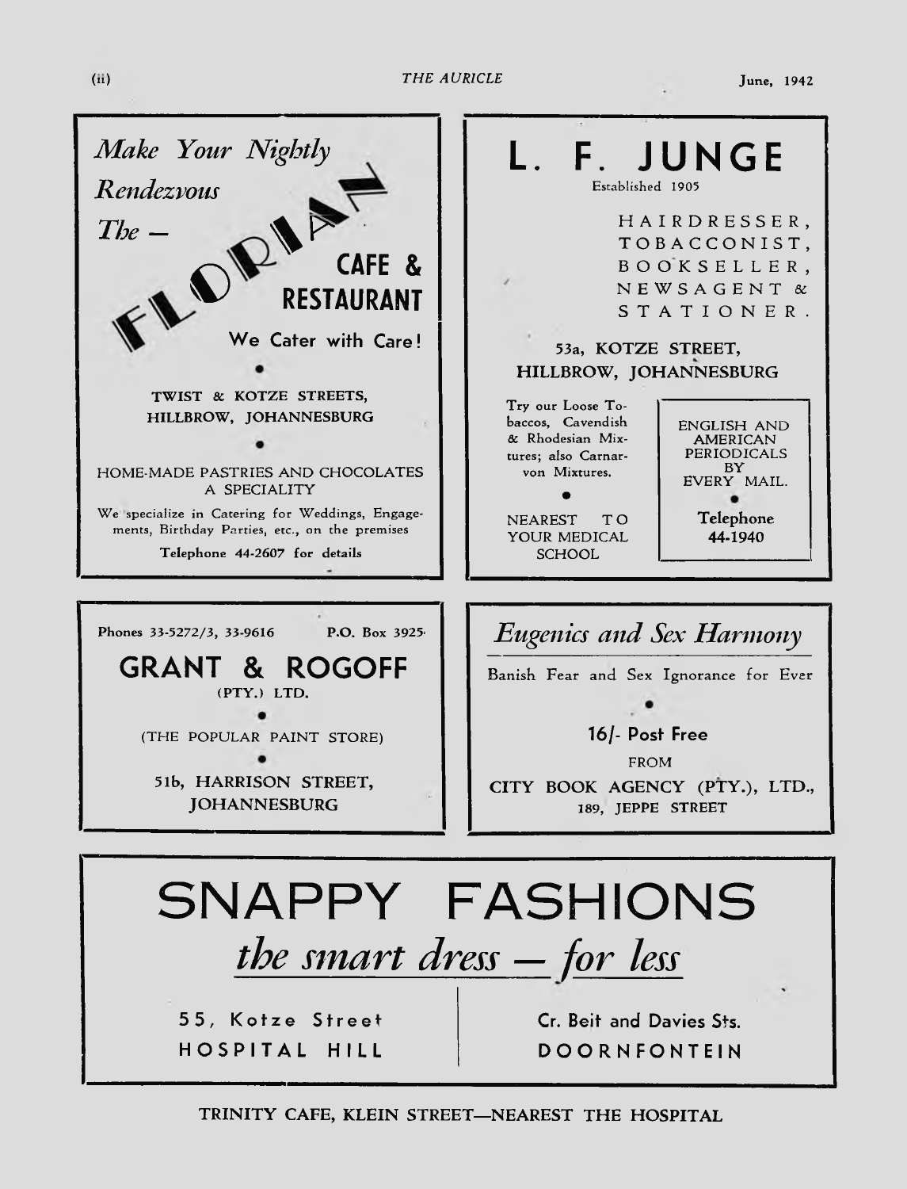Make Your Nightly Rendezvous The —

**FLORIAN CAFE & RESTAURANT**

We Cater with Care!

TWIST & KOTZE STREETS, HILLBROW, JOHANNESBURG

HOME-MADE PASTRIES AND CHOCOLATES A SPECIALITY

We specialize in Catering for Weddings, Engagements, Birthday Parties, etc., on the premises

Telephone 44-2607 for details

---

# L. F. JUNGE

Established 1905

HAIRDRESSER, TOBACCONIST, BOOKSELLER, NEWSAGENT & STATIONER.

53a, KOTZE STREET, HILLBROW, JOHANNESBURG

Try our Loose Tobaccos, Cavendish & Rhodesian Mixtures; also Carnarvon Mixtures.

NEAREST TO YOUR MEDICAL SCHOOL

ENGLISH AND AMERICAN PERIODICALS BY EVERY MAIL.

Telephone 44-1940

---

Phones 33-5272/3, 33-9616 P.O. Box 3925

**GRANT & ROGOFF**

(PTY.) LTD.

(THE POPULAR PAINT STORE)

51b, HARRISON STREET, JOHANNESBURG

---

*Eugenics and Sex Harmony*

Banish Fear and Sex Ignorance for Ever

**16/- Post Free**

FROM

CITY BOOK AGENCY (PTY.), LTD., 189, JEPPE STREET

---

# SNAPPY FASHIONS

*the smart dress — for less*

55, Kotze Street HOSPITAL HILL

Cr. Beit and Davies Sts. DOORNFONTEIN

---

TRINITY CAFE, KLEIN STREET—NEAREST THE HOSPITAL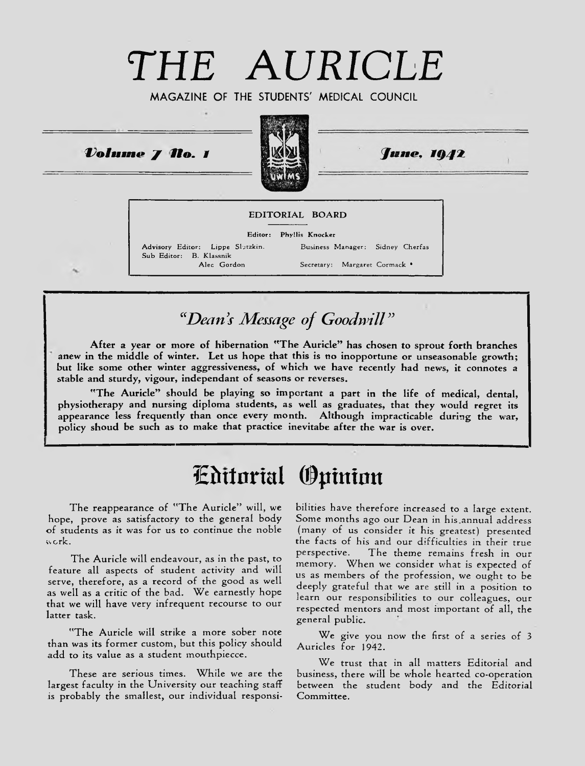# THE AURICLE

MAGAZINE OF THE STUDENTS' MEDICAL COUNCIL

***Volume 7 No. 1*** ***June, 1942***

**EDITORIAL BOARD**

Editor: Phyllis Knocker

Advisory Editor: Lippe Slutzkin. Business Manager: Sidney Cherfas

Sub Editor: B. Klassnik

Alec Gordon Secretary: Margaret Cormack

## *"Dean's Message of Goodwill"*

**After a year or more of hibernation "The Auricle" has chosen to sprout forth branches anew in the middle of winter. Let us hope that this is no inopportune or unseasonable growth; but like some other winter aggressiveness, of which we have recently had news, it connotes a stable and sturdy, vigour, independant of seasons or reverses.**

**"The Auricle" should be playing so important a part in the life of medical, dental, physiotherapy and nursing diploma students, as well as graduates, that they would regret its appearance less frequently than once every month. Although impracticable during the war, policy shoud be such as to make that practice inevitabe after the war is over.**

# Editorial Opinion

The reappearance of "The Auricle" will, we hope, prove as satisfactory to the general body of students as it was for us to continue the noble work.

The Auricle will endeavour, as in the past, to feature all aspects of student activity and will serve, therefore, as a record of the good as well as well as a critic of the bad. We earnestly hope that we will have very infrequent recourse to our latter task.

"The Auricle will strike a more sober note than was its former custom, but this policy should add to its value as a student mouthpiecce.

These are serious times. While we are the largest faculty in the University our teaching staff is probably the smallest, our individual responsibilities have therefore increased to a large extent. Some months ago our Dean in his annual address (many of us consider it his greatest) presented the facts of his and our difficulties in their true perspective. The theme remains fresh in our memory. When we consider what is expected of us as members of the profession, we ought to be deeply grateful that we are still in a position to learn our responsibilities to our colleagues, our respected mentors and most important of all, the general public.

We give you now the first of a series of 3 Auricles for 1942.

We trust that in all matters Editorial and business, there will be whole hearted co-operation between the student body and the Editorial Committee.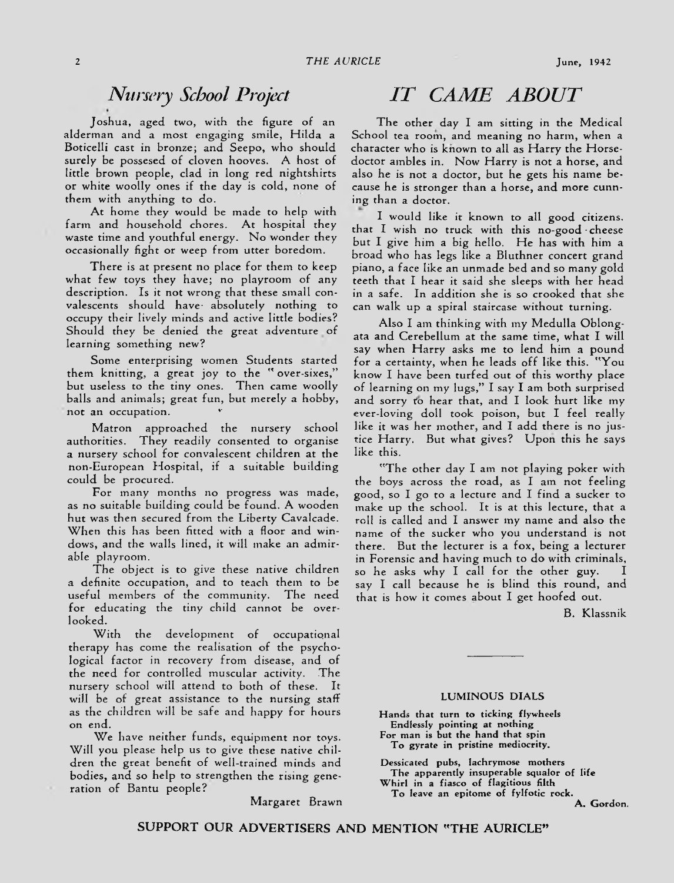## *Nursery School Project*

Joshua, aged two, with the figure of an alderman and a most engaging smile, Hilda a Boticelli cast in bronze; and Seepo, who should surely be possesed of cloven hooves. A host of little brown people, clad in long red nightshirts or white woolly ones if the day is cold, none of them with anything to do.

At home they would be made to help with farm and household chores. At hospital they waste time and youthful energy. No wonder they occasionally fight or weep from utter boredom.

There is at present no place for them to keep what few toys they have; no playroom of any description. Is it not wrong that these small convalescents should have absolutely nothing to occupy their lively minds and active little bodies? Should they be denied the great adventure of learning something new?

Some enterprising women Students started them knitting, a great joy to the "over-sixes," but useless to the tiny ones. Then came woolly balls and animals; great fun, but merely a hobby, not an occupation.

Matron approached the nursery school authorities. They readily consented to organise a nursery school for convalescent children at the non-European Hospital, if a suitable building could be procured.

For many months no progress was made, as no suitable building could be found. A wooden hut was then secured from the Liberty Cavalcade. When this has been fitted with a floor and windows, and the walls lined, it will make an admirable playroom.

The object is to give these native children a definite occupation, and to teach them to be useful members of the community. The need for educating the tiny child cannot be overlooked.

With the development of occupational therapy has come the realisation of the psychological factor in recovery from disease, and of the need for controlled muscular activity. The nursery school will attend to both of these. It will be of great assistance to the nursing staff as the children will be safe and happy for hours on end.

We have neither funds, equipment nor toys. Will you please help us to give these native children the great benefit of well-trained minds and bodies, and so help to strengthen the rising generation of Bantu people?

Margaret Brawn

## *IT CAME ABOUT*

The other day I am sitting in the Medical School tea room, and meaning no harm, when a character who is known to all as Harry the Horse-doctor ambles in. Now Harry is not a horse, and also he is not a doctor, but he gets his name because he is stronger than a horse, and more cunning than a doctor.

I would like it known to all good citizens. that I wish no truck with this no-good cheese but I give him a big hello. He has with him a broad who has legs like a Bluthner concert grand piano, a face like an unmade bed and so many gold teeth that I hear it said she sleeps with her head in a safe. In addition she is so crooked that she can walk up a spiral staircase without turning.

Also I am thinking with my Medulla Oblongata and Cerebellum at the same time, what I will say when Harry asks me to lend him a pound for a certainty, when he leads off like this. "You know I have been turfed out of this worthy place of learning on my lugs," I say I am both surprised and sorry to hear that, and I look hurt like my ever-loving doll took poison, but I feel really like it was her mother, and I add there is no justice Harry. But what gives? Upon this he says like this.

"The other day I am not playing poker with the boys across the road, as I am not feeling good, so I go to a lecture and I find a sucker to make up the school. It is at this lecture, that a roll is called and I answer my name and also the name of the sucker who you understand is not there. But the lecturer is a fox, being a lecturer in Forensic and having much to do with criminals, so he asks why I call for the other guy. I say I call because he is blind this round, and that is how it comes about I get hoofed out.

B. Klassnik

---

### LUMINOUS DIALS

Hands that turn to ticking flywheels
Endlessly pointing at nothing
For man is but the hand that spin
To gyrate in pristine mediocrity.

Dessicated pubs, lachrymose mothers
The apparently insuperable squalor of life
Whirl in a fiasco of flagitious filth
To leave an epitome of fylfotic rock.

A. Gordon.

**SUPPORT OUR ADVERTISERS AND MENTION "THE AURICLE"**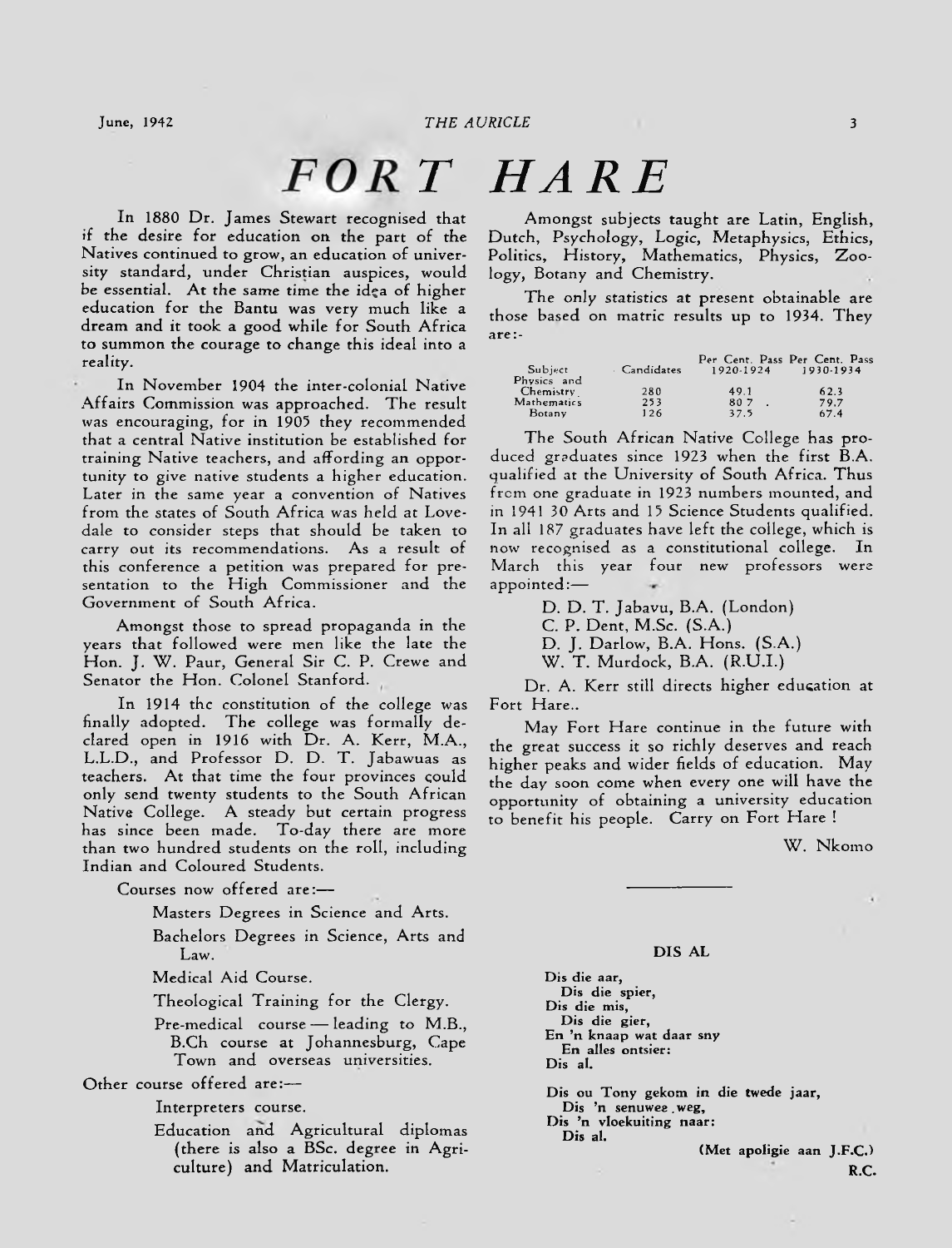# FORT HARE

In 1880 Dr. James Stewart recognised that if the desire for education on the part of the Natives continued to grow, an education of university standard, under Christian auspices, would be essential. At the same time the idea of higher education for the Bantu was very much like a dream and it took a good while for South Africa to summon the courage to change this ideal into a reality.

In November 1904 the inter-colonial Native Affairs Commission was approached. The result was encouraging, for in 1905 they recommended that a central Native institution be established for training Native teachers, and affording an opportunity to give native students a higher education. Later in the same year a convention of Natives from the states of South Africa was held at Lovedale to consider steps that should be taken to carry out its recommendations. As a result of this conference a petition was prepared for presentation to the High Commissioner and the Government of South Africa.

Amongst those to spread propaganda in the years that followed were men like the late the Hon. J. W. Paur, General Sir C. P. Crewe and Senator the Hon. Colonel Stanford.

In 1914 the constitution of the college was finally adopted. The college was formally declared open in 1916 with Dr. A. Kerr, M.A., L.L.D., and Professor D. D. T. Jabawuas as teachers. At that time the four provinces could only send twenty students to the South African Native College. A steady but certain progress has since been made. To-day there are more than two hundred students on the roll, including Indian and Coloured Students.

Courses now offered are:—

- Masters Degrees in Science and Arts.
- Bachelors Degrees in Science, Arts and Law.
- Medical Aid Course.
- Theological Training for the Clergy.
- Pre-medical course — leading to M.B., B.Ch course at Johannesburg, Cape Town and overseas universities.

Other course offered are:—

- Interpreters course.
- Education and Agricultural diplomas (there is also a BSc. degree in Agriculture) and Matriculation.

Amongst subjects taught are Latin, English, Dutch, Psychology, Logic, Metaphysics, Ethics, Politics, History, Mathematics, Physics, Zoology, Botany and Chemistry.

The only statistics at present obtainable are those based on matric results up to 1934. They are:-

| Subject | Candidates | Per Cent. Pass 1920-1924 | Per Cent. Pass 1930-1934 |
|---|---|---|---|
| Physics and Chemistry | 280 | 49.1 | 62.3 |
| Mathematics | 253 | 80.7 | 79.7 |
| Botany | 126 | 37.5 | 67.4 |

The South African Native College has produced graduates since 1923 when the first B.A. qualified at the University of South Africa. Thus from one graduate in 1923 numbers mounted, and in 1941 30 Arts and 15 Science Students qualified. In all 187 graduates have left the college, which is now recognised as a constitutional college. In March this year four new professors were appointed:—

D. D. T. Jabavu, B.A. (London)
C. P. Dent, M.Sc. (S.A.)
D. J. Darlow, B.A. Hons. (S.A.)
W. T. Murdock, B.A. (R.U.I.)

Dr. A. Kerr still directs higher education at Fort Hare..

May Fort Hare continue in the future with the great success it so richly deserves and reach higher peaks and wider fields of education. May the day soon come when every one will have the opportunity of obtaining a university education to benefit his people. Carry on Fort Hare!

W. Nkomo

---

## DIS AL

Dis die aar,
Dis die spier,
Dis die mis,
Dis die gier,
En 'n knaap wat daar sny
En alles ontsier:
Dis al.

Dis ou Tony gekom in die twede jaar,
Dis 'n senuwee weg,
Dis 'n vloekuiting naar:
Dis al.

(Met apoligie aan J.F.C.)

R.C.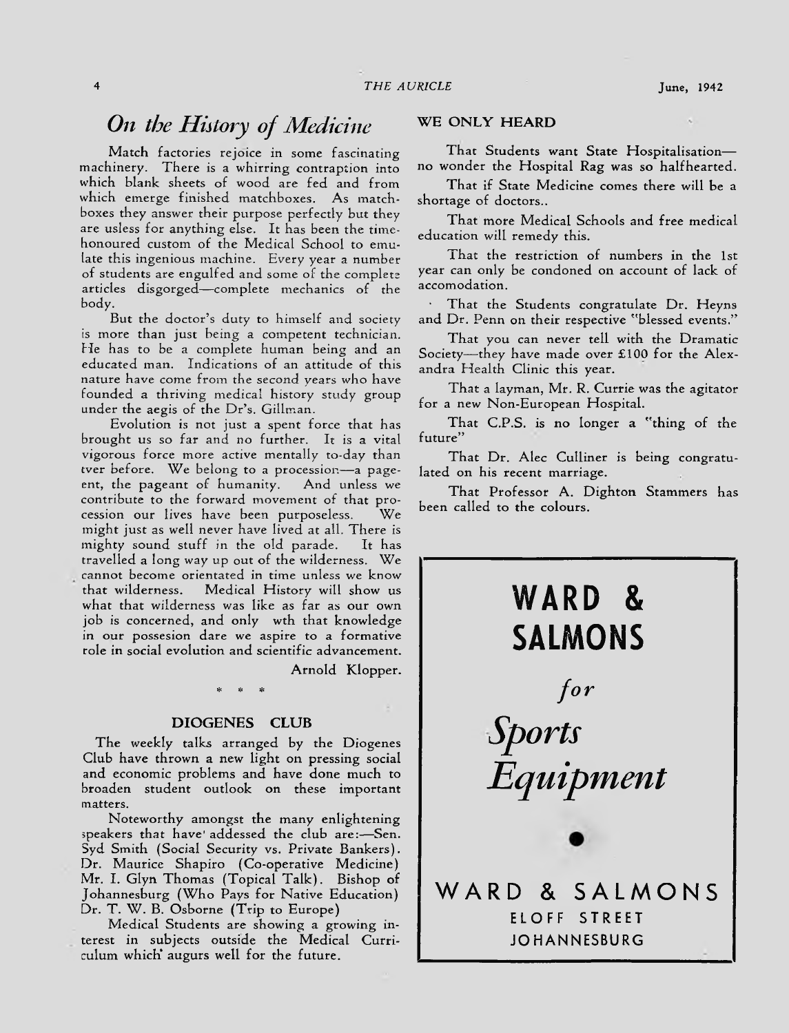## *On the History of Medicine*

Match factories rejoice in some fascinating machinery. There is a whirring contraption into which blank sheets of wood are fed and from which emerge finished matchboxes. As matchboxes they answer their purpose perfectly but they are usless for anything else. It has been the time-honoured custom of the Medical School to emulate this ingenious machine. Every year a number of students are engulfed and some of the complete articles disgorged—complete mechanics of the body.

But the doctor's duty to himself and society is more than just being a competent technician. He has to be a complete human being and an educated man. Indications of an attitude of this nature have come from the second years who have founded a thriving medical history study group under the aegis of the Dr's. Gillman.

Evolution is not just a spent force that has brought us so far and no further. It is a vital vigorous force more active mentally to-day than ever before. We belong to a procession—a pageent, the pageant of humanity. And unless we contribute to the forward movement of that procession our lives have been purposeless. We might just as well never have lived at all. There is mighty sound stuff in the old parade. It has travelled a long way up out of the wilderness. We cannot become orientated in time unless we know that wilderness. Medical History will show us what that wilderness was like as far as our own job is concerned, and only wth that knowledge in our possesion dare we aspire to a formative role in social evolution and scientific advancement.

Arnold Klopper.

\* \* \*

### DIOGENES CLUB

The weekly talks arranged by the Diogenes Club have thrown a new light on pressing social and economic problems and have done much to broaden student outlook on these important matters.

Noteworthy amongst the many enlightening speakers that have addressed the club are:—Sen. Syd Smith (Social Security vs. Private Bankers). Dr. Maurice Shapiro (Co-operative Medicine) Mr. I. Glyn Thomas (Topical Talk). Bishop of Johannesburg (Who Pays for Native Education) Dr. T. W. B. Osborne (Trip to Europe)

Medical Students are showing a growing interest in subjects outside the Medical Curriculum which augurs well for the future.

### WE ONLY HEARD

That Students want State Hospitalisation—no wonder the Hospital Rag was so halfhearted.

That if State Medicine comes there will be a shortage of doctors..

That more Medical Schools and free medical education will remedy this.

That the restriction of numbers in the 1st year can only be condoned on account of lack of accomodation.

That the Students congratulate Dr. Heyns and Dr. Penn on their respective "blessed events."

That you can never tell with the Dramatic Society—they have made over £100 for the Alexandra Health Clinic this year.

That a layman, Mr. R. Currie was the agitator for a new Non-European Hospital.

That C.P.S. is no longer a "thing of the future"

That Dr. Alec Culliner is being congratulated on his recent marriage.

That Professor A. Dighton Stammers has been called to the colours.

---

**WARD & SALMONS**

*for*

***Sports Equipment***

WARD & SALMONS
ELOFF STREET
JOHANNESBURG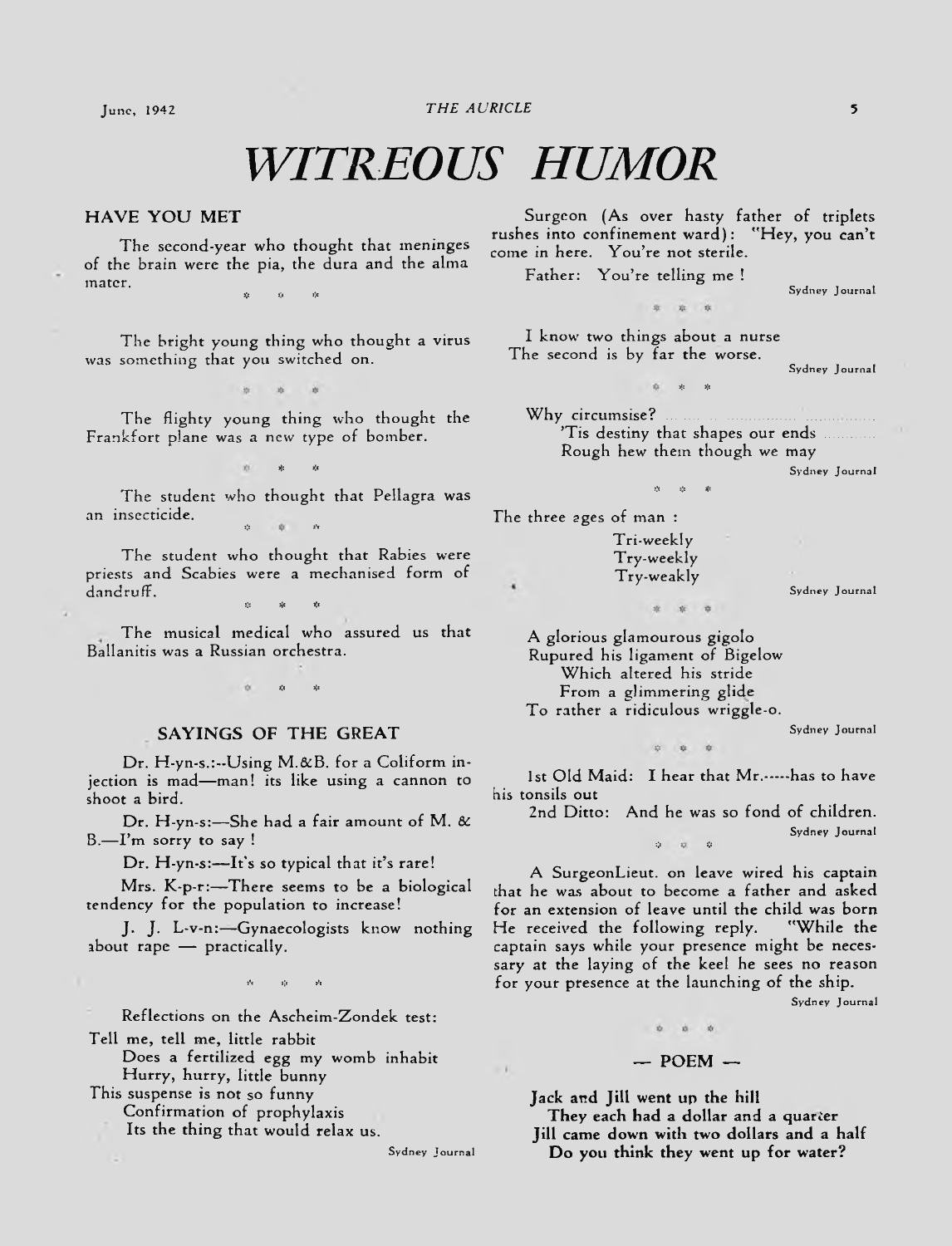# WITREOUS HUMOR

## HAVE YOU MET

The second-year who thought that meninges of the brain were the pia, the dura and the alma mater.

\* \* \*

The bright young thing who thought a virus was something that you switched on.

\* \* \*

The flighty young thing who thought the Frankfort plane was a new type of bomber.

\* \* \*

The student who thought that Pellagra was an insecticide.

\* \* \*

The student who thought that Rabies were priests and Scabies were a mechanised form of dandruff.

\* \* \*

The musical medical who assured us that Ballanitis was a Russian orchestra.

\* \* \*

## SAYINGS OF THE GREAT

Dr. H-yn-s.:--Using M.&B. for a Coliform injection is mad—man! its like using a cannon to shoot a bird.

Dr. H-yn-s:—She had a fair amount of M. & B.—I'm sorry to say !

Dr. H-yn-s:—It's so typical that it's rare!

Mrs. K-p-r:—There seems to be a biological tendency for the population to increase!

J. J. L-v-n:—Gynaecologists know nothing about rape — practically.

\* \* \*

Reflections on the Ascheim-Zondek test:

Tell me, tell me, little rabbit
Does a fertilized egg my womb inhabit
Hurry, hurry, little bunny
This suspense is not so funny
Confirmation of prophylaxis
Its the thing that would relax us.

Sydney Journal

Surgeon (As over hasty father of triplets rushes into confinement ward): "Hey, you can't come in here. You're not sterile.

Father: You're telling me !

Sydney Journal

\* \* \*

I know two things about a nurse
The second is by far the worse.

Sydney Journal

\* \* \*

Why circumsise? ...............
'Tis destiny that shapes our ends ..........
Rough hew them though we may

Sydney Journal

\* \* \*

The three ages of man :

Tri-weekly
Try-weekly
Try-weakly

Sydney Journal

\* \* \*

A glorious glamourous gigolo
Rupured his ligament of Bigelow
Which altered his stride
From a glimmering glide
To rather a ridiculous wriggle-o.

Sydney Journal

\* \* \*

1st Old Maid: I hear that Mr.-----has to have his tonsils out

2nd Ditto: And he was so fond of children.

Sydney Journal

\* \* \*

A SurgeonLieut. on leave wired his captain that he was about to become a father and asked for an extension of leave until the child was born He received the following reply. "While the captain says while your presence might be necessary at the laying of the keel he sees no reason for your presence at the launching of the ship.

Sydney Journal

\* \* \*

## — POEM —

**Jack and Jill went up the hill**
**They each had a dollar and a quarter**
**Jill came down with two dollars and a half**
**Do you think they went up for water?**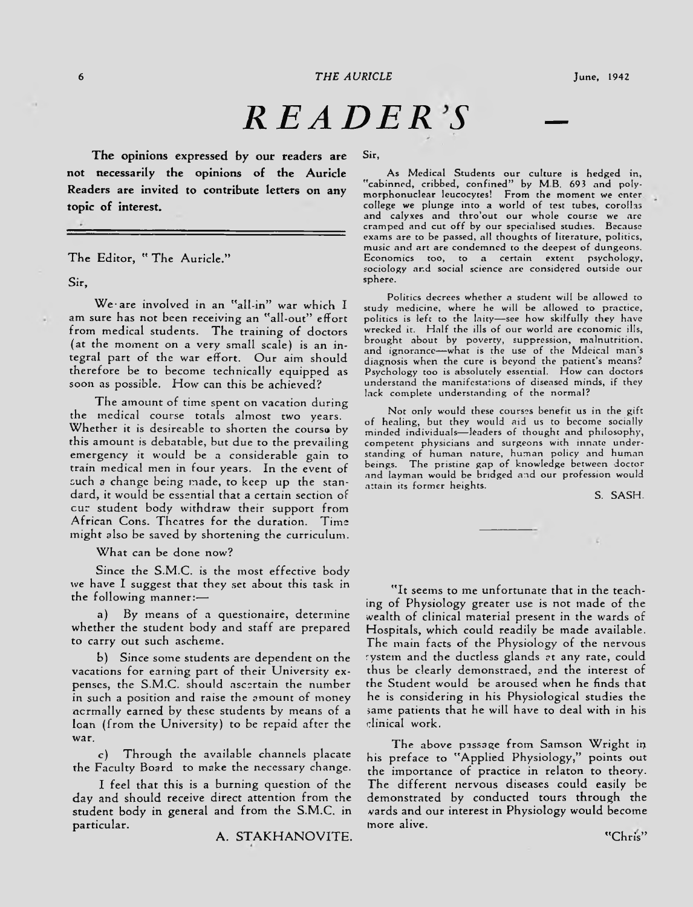# *READER'S* —

**The opinions expressed by our readers are not necessarily the opinions of the Auricle Readers are invited to contribute letters on any topic of interest.**

---

The Editor, " The Auricle."

Sir,

We are involved in an "all-in" war which I am sure has not been receiving an "all-out" effort from medical students. The training of doctors (at the moment on a very small scale) is an integral part of the war effort. Our aim should therefore be to become technically equipped as soon as possible. How can this be achieved?

The amount of time spent on vacation during the medical course totals almost two years. Whether it is desireable to shorten the course by this amount is debatable, but due to the prevailing emergency it would be a considerable gain to train medical men in four years. In the event of such a change being made, to keep up the standard, it would be essential that a certain section of our student body withdraw their support from African Cons. Theatres for the duration. Time might also be saved by shortening the curriculum.

What can be done now?

Since the S.M.C. is the most effective body we have I suggest that they set about this task in the following manner:—

a) By means of a questionaire, determine whether the student body and staff are prepared to carry out such ascheme.

b) Since some students are dependent on the vacations for earning part of their University expenses, the S.M.C. should ascertain the number in such a position and raise the amount of money normally earned by these students by means of a loan (from the University) to be repaid after the war.

c) Through the available channels placate the Faculty Board to make the necessary change.

I feel that this is a burning question of the day and should receive direct attention from the student body in general and from the S.M.C. in particular.

A. STAKHANOVITE.

Sir,

As Medical Students our culture is hedged in, "cabinned, cribbed, confined" by M.B. 693 and polymorphonuclear leucocytes! From the moment we enter college we plunge into a world of test tubes, corollas and calyxes and thro'out our whole course we are cramped and cut off by our specialised studies. Because exams are to be passed, all thoughts of literature, politics, music and art are condemned to the deepest of dungeons. Economics too, to a certain extent psychology, sociology and social science are considered outside our sphere.

Politics decrees whether a student will be allowed to study medicine, where he will be allowed to practice, politics is left to the laity—see how skilfully they have wrecked it. Half the ills of our world are economic ills, brought about by poverty, suppression, malnutrition, and ignorance—what is the use of the Mdeical man's diagnosis when the cure is beyond the patient's means? Psychology too is absolutely essential. How can doctors understand the manifestations of diseased minds, if they lack complete understanding of the normal?

Not only would these courses benefit us in the gift of healing, but they would aid us to become socially minded individuals—leaders of thought and philosophy, competent physicians and surgeons with innate understanding of human nature, human policy and human beings. The pristine gap of knowledge between doctor and layman would be bridged and our profession would attain its former heights.

S. SASH.

---

"It seems to me unfortunate that in the teaching of Physiology greater use is not made of the wealth of clinical material present in the wards of Hospitals, which could readily be made available. The main facts of the Physiology of the nervous system and the ductless glands at any rate, could thus be clearly demonstraed, and the interest of the Student would be aroused when he finds that he is considering in his Physiological studies the same patients that he will have to deal with in his clinical work.

The above passage from Samson Wright in his preface to "Applied Physiology," points out the importance of practice in relaton to theory. The different nervous diseases could easily be demonstrated by conducted tours through the wards and our interest in Physiology would become more alive.

"Chris"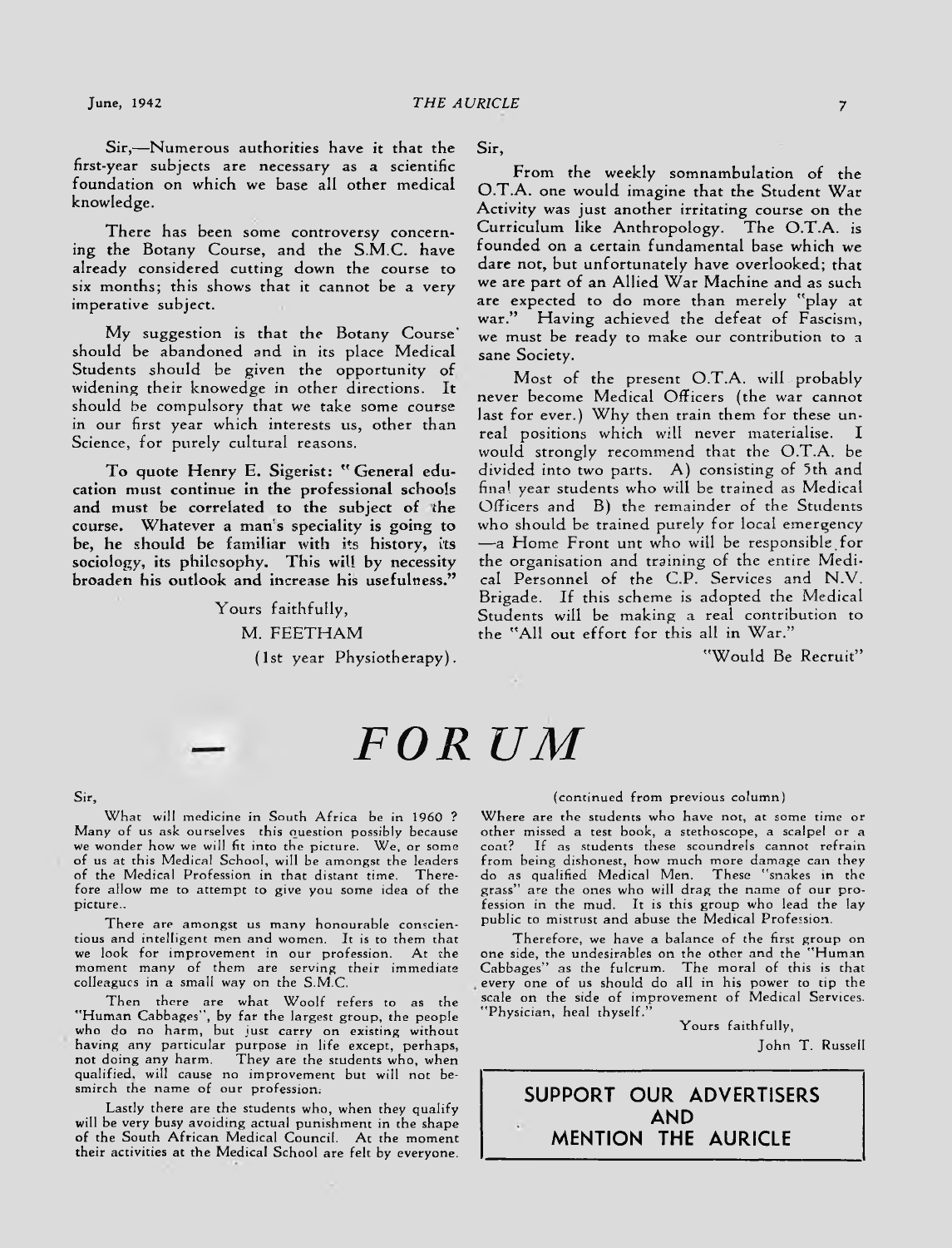Sir,—Numerous authorities have it that the first-year subjects are necessary as a scientific foundation on which we base all other medical knowledge.

There has been some controversy concerning the Botany Course, and the S.M.C. have already considered cutting down the course to six months; this shows that it cannot be a very imperative subject.

My suggestion is that the Botany Course should be abandoned and in its place Medical Students should be given the opportunity of widening their knowedge in other directions. It should be compulsory that we take some course in our first year which interests us, other than Science, for purely cultural reasons.

**To quote Henry E. Sigerist: "General education must continue in the professional schools and must be correlated to the subject of the course. Whatever a man's speciality is going to be, he should be familiar with its history, its sociology, its philosophy. This will by necessity broaden his outlook and increase his usefulness."**

Yours faithfully,
M. FEETHAM
(1st year Physiotherapy).

Sir,

From the weekly somnambulation of the O.T.A. one would imagine that the Student War Activity was just another irritating course on the Curriculum like Anthropology. The O.T.A. is founded on a certain fundamental base which we dare not, but unfortunately have overlooked; that we are part of an Allied War Machine and as such are expected to do more than merely "play at war." Having achieved the defeat of Fascism, we must be ready to make our contribution to a sane Society.

Most of the present O.T.A. will probably never become Medical Officers (the war cannot last for ever.) Why then train them for these unreal positions which will never materialise. I would strongly recommend that the O.T.A. be divided into two parts. A) consisting of 5th and final year students who will be trained as Medical Officers and B) the remainder of the Students who should be trained purely for local emergency—a Home Front unt who will be responsible for the organisation and training of the entire Medical Personnel of the C.P. Services and N.V. Brigade. If this scheme is adopted the Medical Students will be making a real contribution to the "All out effort for this all in War."

"Would Be Recruit"

# *FORUM*

Sir,

What will medicine in South Africa be in 1960 ? Many of us ask ourselves this question possibly because we wonder how we will fit into the picture. We, or some of us at this Medical School, will be amongst the leaders of the Medical Profession in that distant time. Therefore allow me to attempt to give you some idea of the picture..

There are amongst us many honourable conscientious and intelligent men and women. It is to them that we look for improvement in our profession. At the moment many of them are serving their immediate colleagues in a small way on the S.M.C.

Then there are what Woolf refers to as the "Human Cabbages", by far the largest group, the people who do no harm, but just carry on existing without having any particular purpose in life except, perhaps, not doing any harm. They are the students who, when qualified, will cause no improvement but will not besmirch the name of our profession.

Lastly there are the students who, when they qualify will be very busy avoiding actual punishment in the shape of the South African Medical Council. At the moment their activities at the Medical School are felt by everyone.

(continued from previous column)

Where are the students who have not, at some time or other missed a test book, a stethoscope, a scalpel or a coat? If as students these scoundrels cannot refrain from being dishonest, how much more damage can they do as qualified Medical Men. These "snakes in the grass" are the ones who will drag the name of our profession in the mud. It is this group who lead the lay public to mistrust and abuse the Medical Profession.

Therefore, we have a balance of the first group on one side, the undesirables on the other and the "Human Cabbages" as the fulcrum. The moral of this is that every one of us should do all in his power to tip the scale on the side of improvement of Medical Services. "Physician, heal thyself."

Yours faithfully,
John T. Russell

**SUPPORT OUR ADVERTISERS AND MENTION THE AURICLE**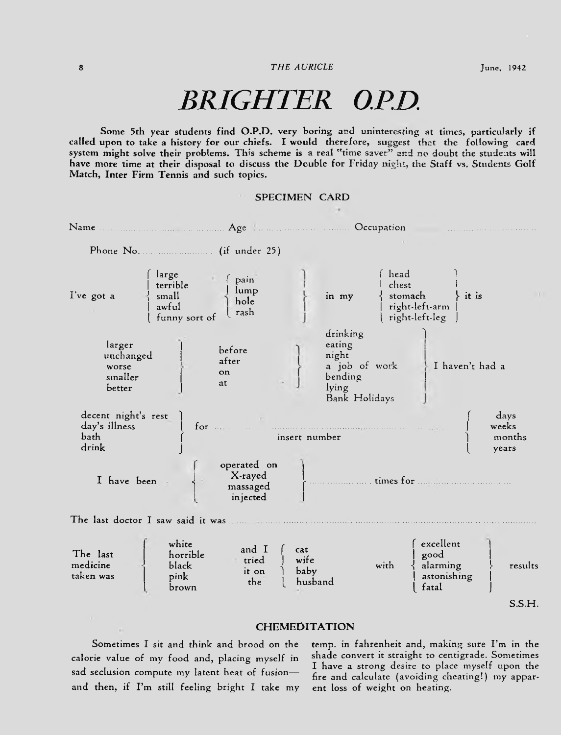# BRIGHTER O.P.D.

Some 5th year students find O.P.D. very boring and uninteresting at times, particularly if called upon to take a history for our chiefs. I would therefore, suggest that the following card system might solve their problems. This scheme is a real "time saver" and no doubt the students will have more time at their disposal to discuss the Double for Friday night, the Staff vs. Students Golf Match, Inter Firm Tennis and such topics.

## SPECIMEN CARD

Name .................................... Age .................... Occupation ....................................

Phone No. ........................ (if under 25)

| | | | | | |
|---|---|---|---|---|---|
| I've got a | large<br>terrible<br>small<br>awful<br>funny sort of | pain<br>lump<br>hole<br>rash | in my | head<br>chest<br>stomach<br>right-left-arm<br>right-left-leg | it is |

| | | | |
|---|---|---|---|
| larger<br>unchanged<br>worse<br>smaller<br>better | before<br>after<br>on<br>at | drinking<br>eating<br>night<br>a job of work<br>bending<br>lying<br>Bank Holidays | I haven't had a |

| | | |
|---|---|---|
| decent night's rest<br>day's illness<br>bath<br>drink | for ........................................<br>insert number | days<br>weeks<br>months<br>years |

| | | |
|---|---|---|
| I have been | operated on<br>X-rayed<br>massaged<br>injected | .................. times for .............................. |

The last doctor I saw said it was ..............................................................................................

| | | | | | | |
|---|---|---|---|---|---|---|
| The last medicine taken was | white<br>horrible<br>black<br>pink<br>brown | and I tried it on the | cat<br>wife<br>baby<br>husband | with | excellent<br>good<br>alarming<br>astonishing<br>fatal | results |

S.S.H.

## CHEMEDITATION

Sometimes I sit and think and brood on the calorie value of my food and, placing myself in sad seclusion compute my latent heat of fusion—and then, if I'm still feeling bright I take my temp. in fahrenheit and, making sure I'm in the shade convert it straight to centigrade. Sometimes I have a strong desire to place myself upon the fire and calculate (avoiding cheating!) my apparent loss of weight on heating.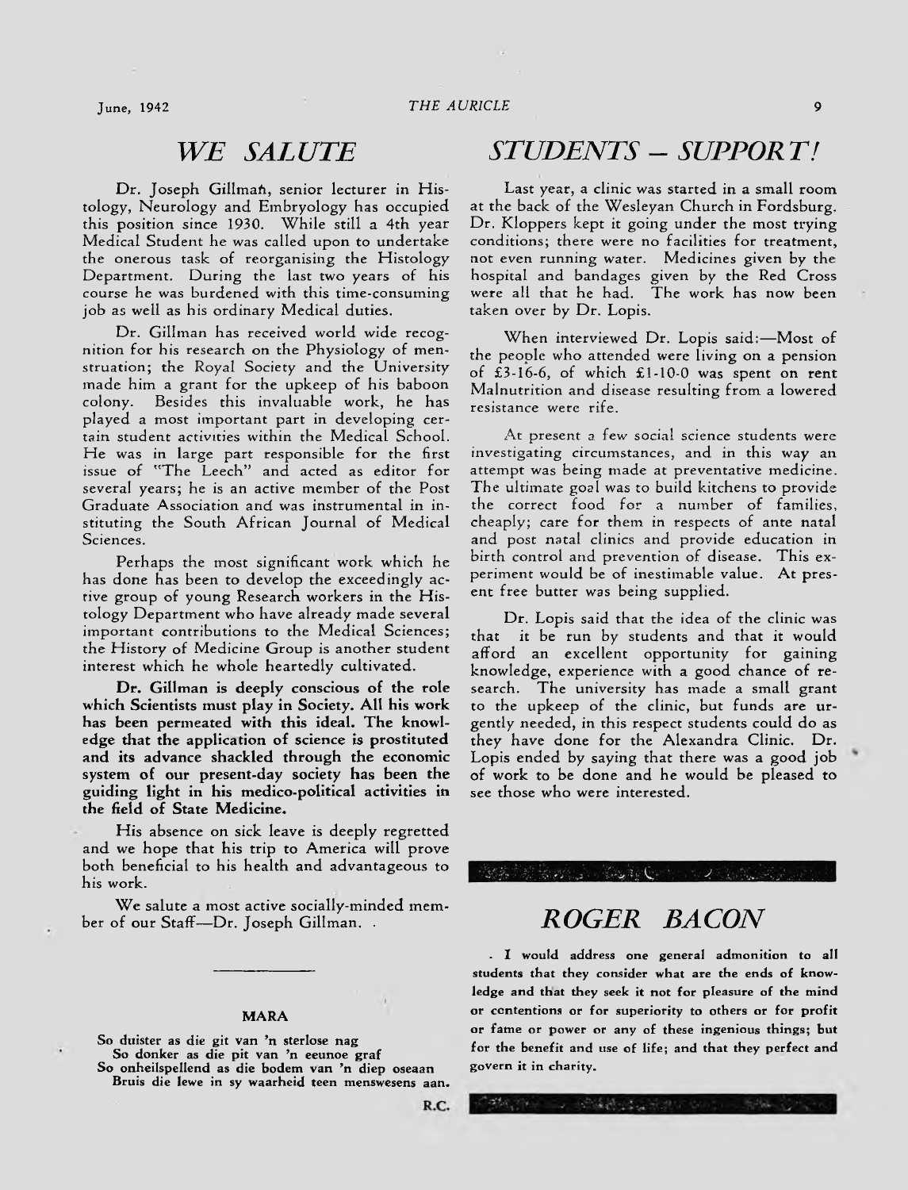## *WE SALUTE*

Dr. Joseph Gillman, senior lecturer in Histology, Neurology and Embryology has occupied this position since 1930. While still a 4th year Medical Student he was called upon to undertake the onerous task of reorganising the Histology Department. During the last two years of his course he was burdened with this time-consuming job as well as his ordinary Medical duties.

Dr. Gillman has received world wide recognition for his research on the Physiology of menstruation; the Royal Society and the University made him a grant for the upkeep of his baboon colony. Besides this invaluable work, he has played a most important part in developing certain student activities within the Medical School. He was in large part responsible for the first issue of "The Leech" and acted as editor for several years; he is an active member of the Post Graduate Association and was instrumental in instituting the South African Journal of Medical Sciences.

Perhaps the most significant work which he has done has been to develop the exceedingly active group of young Research workers in the Histology Department who have already made several important contributions to the Medical Sciences; the History of Medicine Group is another student interest which he whole heartedly cultivated.

**Dr. Gillman is deeply conscious of the role which Scientists must play in Society. All his work has been permeated with this ideal. The knowledge that the application of science is prostituted and its advance shackled through the economic system of our present-day society has been the guiding light in his medico-political activities in the field of State Medicine.**

His absence on sick leave is deeply regretted and we hope that his trip to America will prove both beneficial to his health and advantageous to his work.

We salute a most active socially-minded member of our Staff—Dr. Joseph Gillman.

---

**MARA**

**So duister as die git van 'n sterlose nag**
**So donker as die pit van 'n eeunoe graf**
**So onheilspellend as die bodem van 'n diep oseaan**
**Bruis die lewe in sy waarheid teen menswesens aan.**

**R.C.**

## *STUDENTS – SUPPORT!*

Last year, a clinic was started in a small room at the back of the Wesleyan Church in Fordsburg. Dr. Kloppers kept it going under the most trying conditions; there were no facilities for treatment, not even running water. Medicines given by the hospital and bandages given by the Red Cross were all that he had. The work has now been taken over by Dr. Lopis.

When interviewed Dr. Lopis said:—Most of the people who attended were living on a pension of £3-16-6, of which £1-10-0 was spent on rent Malnutrition and disease resulting from a lowered resistance were rife.

At present a few social science students were investigating circumstances, and in this way an attempt was being made at preventative medicine. The ultimate goal was to build kitchens to provide the correct food for a number of families, cheaply; care for them in respects of ante natal and post natal clinics and provide education in birth control and prevention of disease. This experiment would be of inestimable value. At present free butter was being supplied.

Dr. Lopis said that the idea of the clinic was that it be run by students and that it would afford an excellent opportunity for gaining knowledge, experience with a good chance of research. The university has made a small grant to the upkeep of the clinic, but funds are urgently needed, in this respect students could do as they have done for the Alexandra Clinic. Dr. Lopis ended by saying that there was a good job of work to be done and he would be pleased to see those who were interested.

## *ROGER BACON*

**I would address one general admonition to all students that they consider what are the ends of knowledge and that they seek it not for pleasure of the mind or contentions or for superiority to others or for profit or fame or power or any of these ingenious things; but for the benefit and use of life; and that they perfect and govern it in charity.**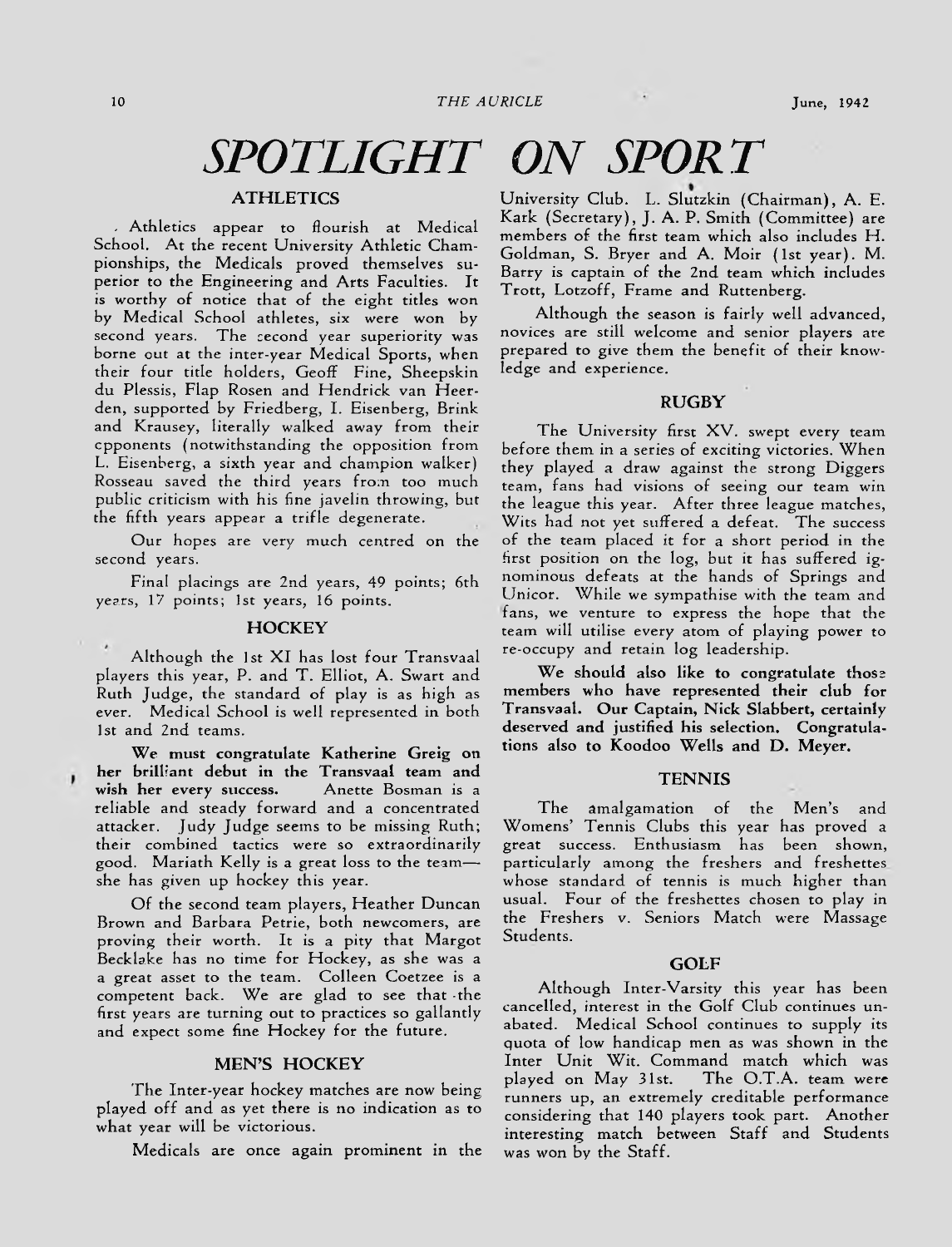# SPOTLIGHT ON SPORT

## ATHLETICS

Athletics appear to flourish at Medical School. At the recent University Athletic Championships, the Medicals proved themselves superior to the Engineering and Arts Faculties. It is worthy of notice that of the eight titles won by Medical School athletes, six were won by second years. The second year superiority was borne out at the inter-year Medical Sports, when their four title holders, Geoff Fine, Sheepskin du Plessis, Flap Rosen and Hendrick van Heerden, supported by Friedberg, I. Eisenberg, Brink and Krausey, literally walked away from their opponents (notwithstanding the opposition from L. Eisenberg, a sixth year and champion walker) Rosseau saved the third years from too much public criticism with his fine javelin throwing, but the fifth years appear a trifle degenerate.

Our hopes are very much centred on the second years.

Final placings are 2nd years, 49 points; 6th years, 17 points; 1st years, 16 points.

## HOCKEY

Although the 1st XI has lost four Transvaal players this year, P. and T. Elliot, A. Swart and Ruth Judge, the standard of play is as high as ever. Medical School is well represented in both 1st and 2nd teams.

**We must congratulate Katherine Greig on her brilliant debut in the Transvaal team and wish her every success.** Anette Bosman is a reliable and steady forward and a concentrated attacker. Judy Judge seems to be missing Ruth; their combined tactics were so extraordinarily good. Mariath Kelly is a great loss to the team—she has given up hockey this year.

Of the second team players, Heather Duncan Brown and Barbara Petrie, both newcomers, are proving their worth. It is a pity that Margot Becklake has no time for Hockey, as she was a a great asset to the team. Colleen Coetzee is a competent back. We are glad to see that the first years are turning out to practices so gallantly and expect some fine Hockey for the future.

## MEN'S HOCKEY

The Inter-year hockey matches are now being played off and as yet there is no indication as to what year will be victorious.

Medicals are once again prominent in the University Club. L. Slutzkin (Chairman), A. E. Kark (Secretary), J. A. P. Smith (Committee) are members of the first team which also includes H. Goldman, S. Bryer and A. Moir (1st year). M. Barry is captain of the 2nd team which includes Trott, Lotzoff, Frame and Ruttenberg.

Although the season is fairly well advanced, novices are still welcome and senior players are prepared to give them the benefit of their knowledge and experience.

## RUGBY

The University first XV. swept every team before them in a series of exciting victories. When they played a draw against the strong Diggers team, fans had visions of seeing our team win the league this year. After three league matches, Wits had not yet suffered a defeat. The success of the team placed it for a short period in the first position on the log, but it has suffered ignominous defeats at the hands of Springs and Unicor. While we sympathise with the team and fans, we venture to express the hope that the team will utilise every atom of playing power to re-occupy and retain log leadership.

**We should also like to congratulate those members who have represented their club for Transvaal. Our Captain, Nick Slabbert, certainly deserved and justified his selection. Congratulations also to Koodoo Wells and D. Meyer.**

## TENNIS

The amalgamation of the Men's and Womens' Tennis Clubs this year has proved a great success. Enthusiasm has been shown, particularly among the freshers and freshettes whose standard of tennis is much higher than usual. Four of the freshettes chosen to play in the Freshers v. Seniors Match were Massage Students.

## GOLF

Although Inter-Varsity this year has been cancelled, interest in the Golf Club continues unabated. Medical School continues to supply its quota of low handicap men as was shown in the Inter Unit Wit. Command match which was played on May 31st. The O.T.A. team were runners up, an extremely creditable performance considering that 140 players took part. Another interesting match between Staff and Students was won by the Staff.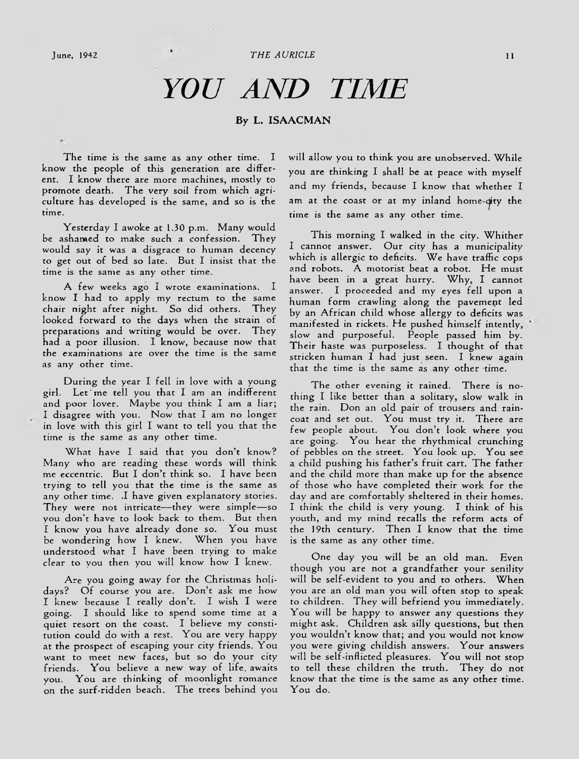# *YOU AND TIME*

**By L. ISAACMAN**

The time is the same as any other time. I know the people of this generation are different. I know there are more machines, mostly to promote death. The very soil from which agriculture has developed is the same, and so is the time.

Yesterday I awoke at 1.30 p.m. Many would be ashamed to make such a confession. They would say it was a disgrace to human decency to get out of bed so late. But I insist that the time is the same as any other time.

A few weeks ago I wrote examinations. I know I had to apply my rectum to the same chair night after night. So did others. They looked forward to the days when the strain of preparations and writing would be over. They had a poor illusion. I know, because now that the examinations are over the time is the same as any other time.

During the year I fell in love with a young girl. Let me tell you that I am an indifferent and poor lover. Maybe you think I am a liar; I disagree with you. Now that I am no longer in love with this girl I want to tell you that the time is the same as any other time.

What have I said that you don't know? Many who are reading these words will think me eccentric. But I don't think so. I have been trying to tell you that the time is the same as any other time. I have given explanatory stories. They were not intricate—they were simple—so you don't have to look back to them. But then I know you have already done so. You must be wondering how I knew. When you have understood what I have been trying to make clear to you then you will know how I knew.

Are you going away for the Christmas holidays? Of course you are. Don't ask me how I knew because I really don't. I wish I were going. I should like to spend some time at a quiet resort on the coast. I believe my constitution could do with a rest. You are very happy at the prospect of escaping your city friends. You want to meet new faces, but so do your city friends. You believe a new way of life awaits you. You are thinking of moonlight romance on the surf-ridden beach. The trees behind you will allow you to think you are unobserved. While you are thinking I shall be at peace with myself and my friends, because I know that whether I am at the coast or at my inland home-city the time is the same as any other time.

This morning I walked in the city. Whither I cannot answer. Our city has a municipality which is allergic to deficits. We have traffic cops and robots. A motorist beat a robot. He must have been in a great hurry. Why, I cannot answer. I proceeded and my eyes fell upon a human form crawling along the pavement led by an African child whose allergy to deficits was manifested in rickets. He pushed himself intently, slow and purposeful. People passed him by. Their haste was purposeless. I thought of that stricken human I had just seen. I knew again that the time is the same as any other time.

The other evening it rained. There is nothing I like better than a solitary, slow walk in the rain. Don an old pair of trousers and raincoat and set out. You must try it. There are few people about. You don't look where you are going. You hear the rhythmical crunching of pebbles on the street. You look up. You see a child pushing his father's fruit cart. The father and the child more than make up for the absence of those who have completed their work for the day and are comfortably sheltered in their homes. I think the child is very young. I think of his youth, and my mind recalls the reform acts of the 19th century. Then I know that the time is the same as any other time.

One day you will be an old man. Even though you are not a grandfather your senility will be self-evident to you and to others. When you are an old man you will often stop to speak to children. They will befriend you immediately. You will be happy to answer any questions they might ask. Children ask silly questions, but then you wouldn't know that; and you would not know you were giving childish answers. Your answers will be self-inflicted pleasures. You will not stop to tell these children the truth. They do not know that the time is the same as any other time. You do.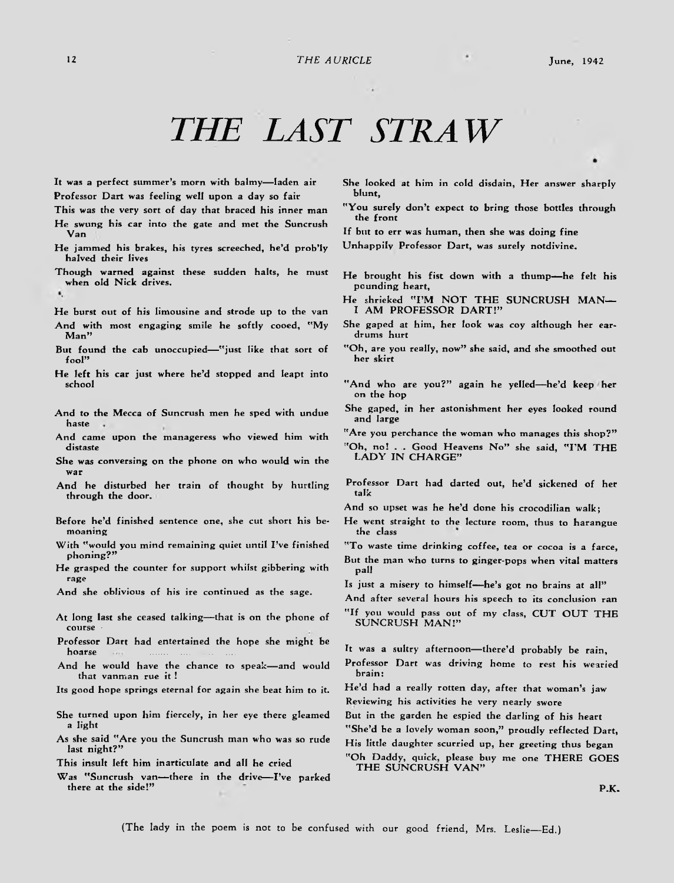# THE LAST STRAW

It was a perfect summer's morn with balmy—laden air
Professor Dart was feeling well upon a day so fair
This was the very sort of day that braced his inner man
He swung his car into the gate and met the Suncrush Van
He jammed his brakes, his tyres screeched, he'd prob'ly halved their lives
Though warned against these sudden halts, he must when old Nick drives.

He burst out of his limousine and strode up to the van
And with most engaging smile he softly cooed, "My Man"
But found the cab unoccupied—"just like that sort of fool"
He left his car just where he'd stopped and leapt into school

And to the Mecca of Suncrush men he sped with undue haste
And came upon the manageress who viewed him with distaste
She was conversing on the phone on who would win the war
And he disturbed her train of thought by hurtling through the door.

Before he'd finished sentence one, she cut short his bemoaning
With "would you mind remaining quiet until I've finished phoning?"
He grasped the counter for support whilst gibbering with rage
And she oblivious of his ire continued as the sage.

At long last she ceased talking—that is on the phone of course
Professor Dart had entertained the hope she might be hoarse
And he would have the chance to speak—and would that vanman rue it!
Its good hope springs eternal for again she beat him to it.

She turned upon him fiercely, in her eye there gleamed a light
As she said "Are you the Suncrush man who was so rude last night?"
This insult left him inarticulate and all he cried
Was "Suncrush van—there in the drive—I've parked there at the side!"

She looked at him in cold disdain, Her answer sharply blunt,
"You surely don't expect to bring those bottles through the front
If but to err was human, then she was doing fine
Unhappily Professor Dart, was surely notdivine.

He brought his fist down with a thump—he felt his pounding heart,
He shrieked "I'M NOT THE SUNCRUSH MAN—I AM PROFESSOR DART!"
She gaped at him, her look was coy although her ear-drums hurt
"Oh, are you really, now" she said, and she smoothed out her skirt

"And who are you?" again he yelled—he'd keep her on the hop
She gaped, in her astonishment her eyes looked round and large
"Are you perchance the woman who manages this shop?"
"Oh, no! . . Good Heavens No" she said, "I'M THE LADY IN CHARGE"

Professor Dart had darted out, he'd sickened of her talk
And so upset was he he'd done his crocodilian walk;
He went straight to the lecture room, thus to harangue the class
"To waste time drinking coffee, tea or cocoa is a farce,
But the man who turns to ginger-pops when vital matters pall
Is just a misery to himself—he's got no brains at all"
And after several hours his speech to its conclusion ran
"If you would pass out of my class, CUT OUT THE SUNCRUSH MAN!"

It was a sultry afternoon—there'd probably be rain,
Professor Dart was driving home to rest his wearied brain:
He'd had a really rotten day, after that woman's jaw
Reviewing his activities he very nearly swore
But in the garden he espied the darling of his heart
"She'd be a lovely woman soon," proudly reflected Dart,
His little daughter scurried up, her greeting thus began
"Oh Daddy, quick, please buy me one THERE GOES THE SUNCRUSH VAN"

P.K.

(The lady in the poem is not to be confused with our good friend, Mrs. Leslie—Ed.)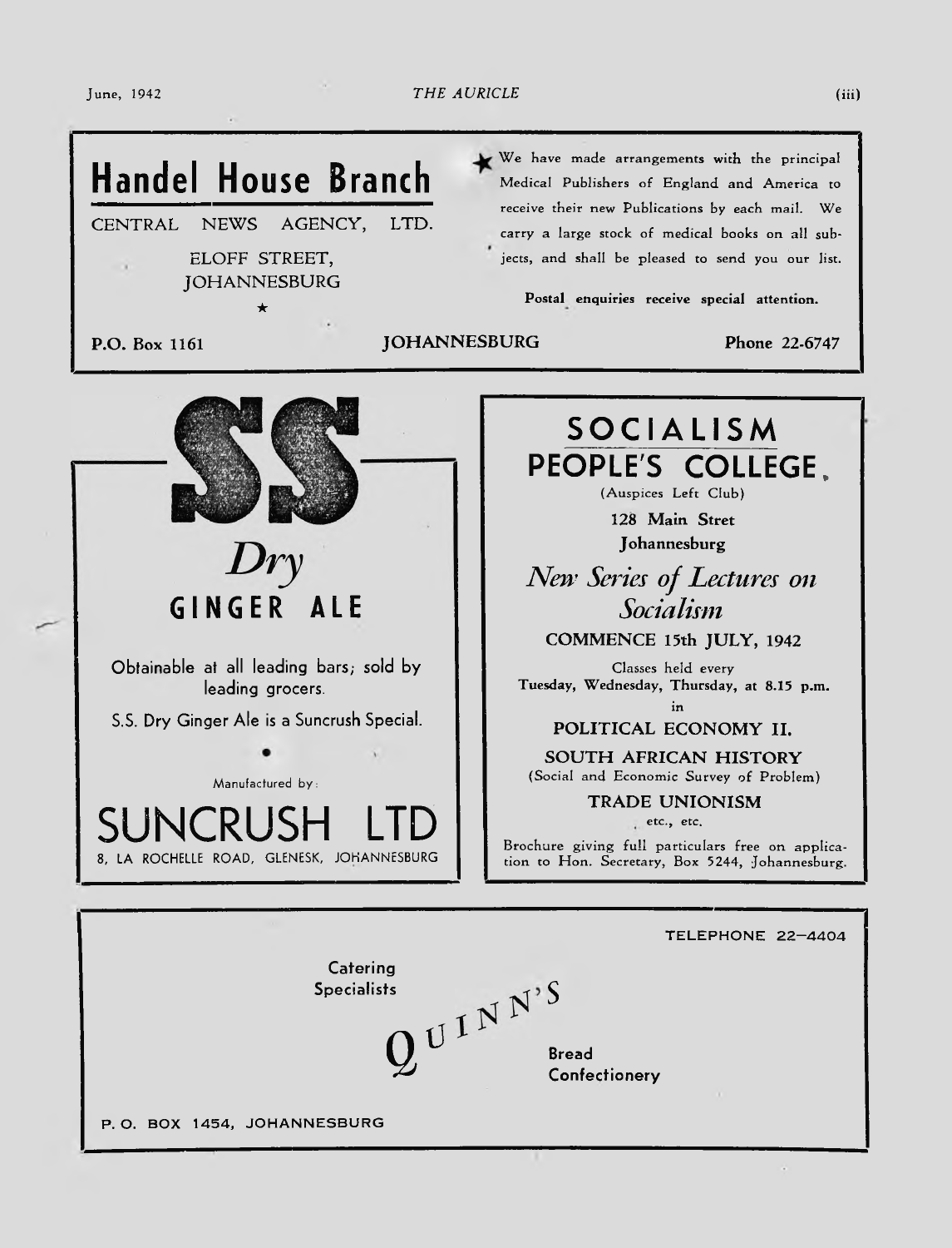# Handel House Branch

CENTRAL NEWS AGENCY, LTD.

ELOFF STREET,
JOHANNESBURG

★

★ We have made arrangements with the principal Medical Publishers of England and America to receive their new Publications by each mail. We carry a large stock of medical books on all subjects, and shall be pleased to send you our list.

**Postal enquiries receive special attention.**

**P.O. Box 1161** **JOHANNESBURG** **Phone 22-6747**

---

# SS

*Dry*

## GINGER ALE

Obtainable at all leading bars; sold by leading grocers.

S.S. Dry Ginger Ale is a Suncrush Special.

•

Manufactured by:

## SUNCRUSH LTD

8, LA ROCHELLE ROAD, GLENESK, JOHANNESBURG

---

## SOCIALISM

## PEOPLE'S COLLEGE.

(Auspices Left Club)

**128 Main Stret**

**Johannesburg**

*New Series of Lectures on Socialism*

**COMMENCE 15th JULY, 1942**

Classes held every
**Tuesday, Wednesday, Thursday, at 8.15 p.m.**
in

**POLITICAL ECONOMY II.**

**SOUTH AFRICAN HISTORY**
(Social and Economic Survey of Problem)

**TRADE UNIONISM**
etc., etc.

Brochure giving full particulars free on application to Hon. Secretary, Box 5244, Johannesburg.

---

TELEPHONE 22—4404

Catering Specialists

## QUINN'S

Bread
Confectionery

P. O. BOX 1454, JOHANNESBURG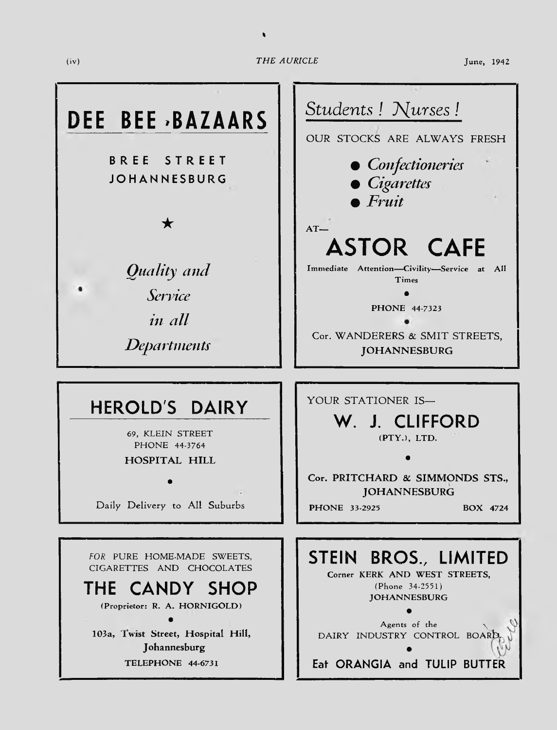## DEE BEE BAZAARS

BREE STREET
JOHANNESBURG

★

*Quality and Service in all Departments*

---

*Students ! Nurses !*

OUR STOCKS ARE ALWAYS FRESH

- *Confectioneries*
- *Cigarettes*
- *Fruit*

AT—

## ASTOR CAFE

Immediate Attention—Civility—Service at All Times

PHONE 44-7323

Cor. WANDERERS & SMIT STREETS,
JOHANNESBURG

---

## HEROLD'S DAIRY

69, KLEIN STREET
PHONE 44-3764
HOSPITAL HILL

Daily Delivery to All Suburbs

---

YOUR STATIONER IS—

## W. J. CLIFFORD

(PTY.), LTD.

Cor. PRITCHARD & SIMMONDS STS.,
JOHANNESBURG

PHONE 33-2925 BOX 4724

---

*FOR* PURE HOME-MADE SWEETS, CIGARETTES AND CHOCOLATES

## THE CANDY SHOP

(Proprietor: R. A. HORNIGOLD)

103a, Twist Street, Hospital Hill,
Johannesburg

TELEPHONE 44-6731

---

## STEIN BROS., LIMITED

Corner KERK AND WEST STREETS,
(Phone 34-2551)
JOHANNESBURG

Agents of the
DAIRY INDUSTRY CONTROL BOARD

**Eat ORANGIA and TULIP BUTTER**